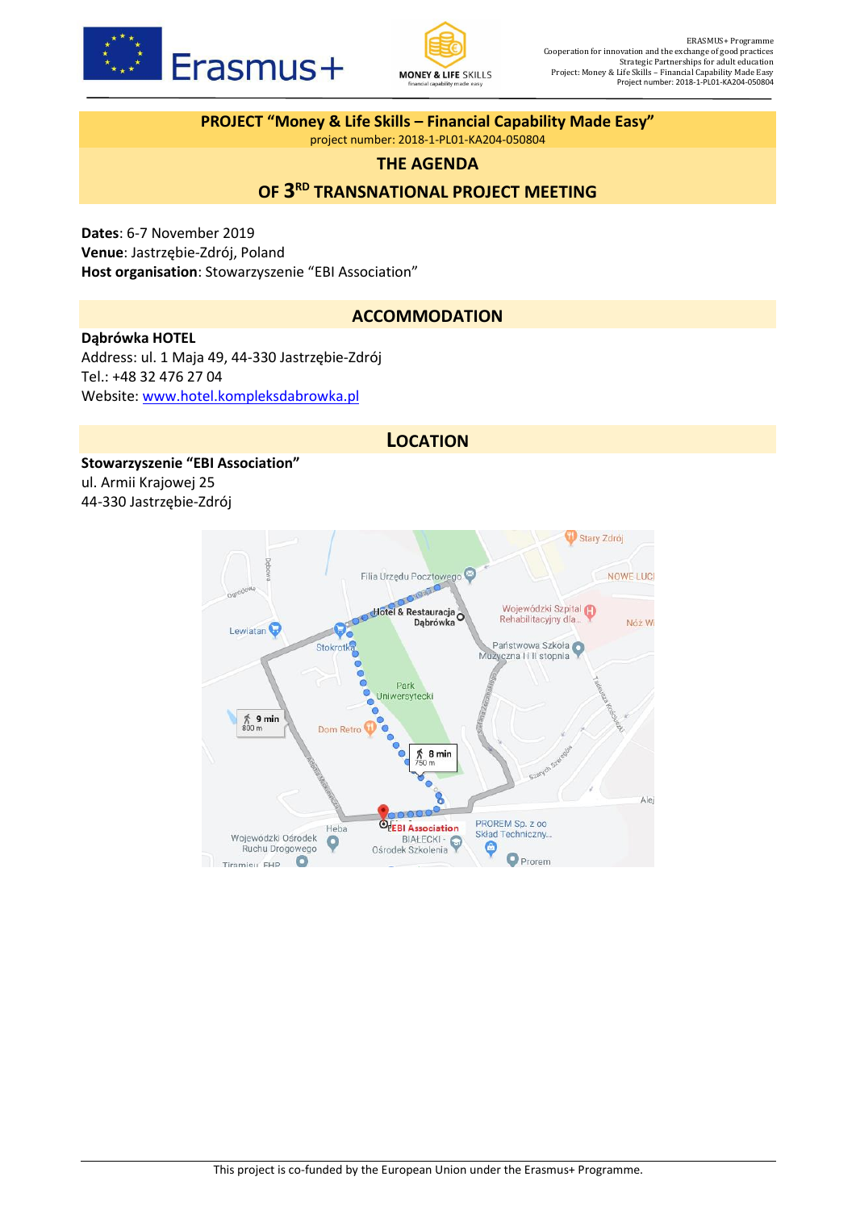ERASMUS+ Programme
Cooperation for innovation and the exchange of good practices
Strategic Partnerships for adult education
Project: Money & Life Skills – Financial Capability Made Easy
Project number: 2018-1-PL01-KA204-050804

# PROJECT "Money & Life Skills – Financial Capability Made Easy"

project number: 2018-1-PL01-KA204-050804

## THE AGENDA

## OF 3RD TRANSNATIONAL PROJECT MEETING

**Dates**: 6-7 November 2019
**Venue**: Jastrzębie-Zdrój, Poland
**Host organisation**: Stowarzyszenie "EBI Association"

## ACCOMMODATION

**Dąbrówka HOTEL**
Address: ul. 1 Maja 49, 44-330 Jastrzębie-Zdrój
Tel.: +48 32 476 27 04
Website: www.hotel.kompleksdabrowka.pl

## LOCATION

**Stowarzyszenie "EBI Association"**
ul. Armii Krajowej 25
44-330 Jastrzębie-Zdrój

This project is co-funded by the European Union under the Erasmus+ Programme.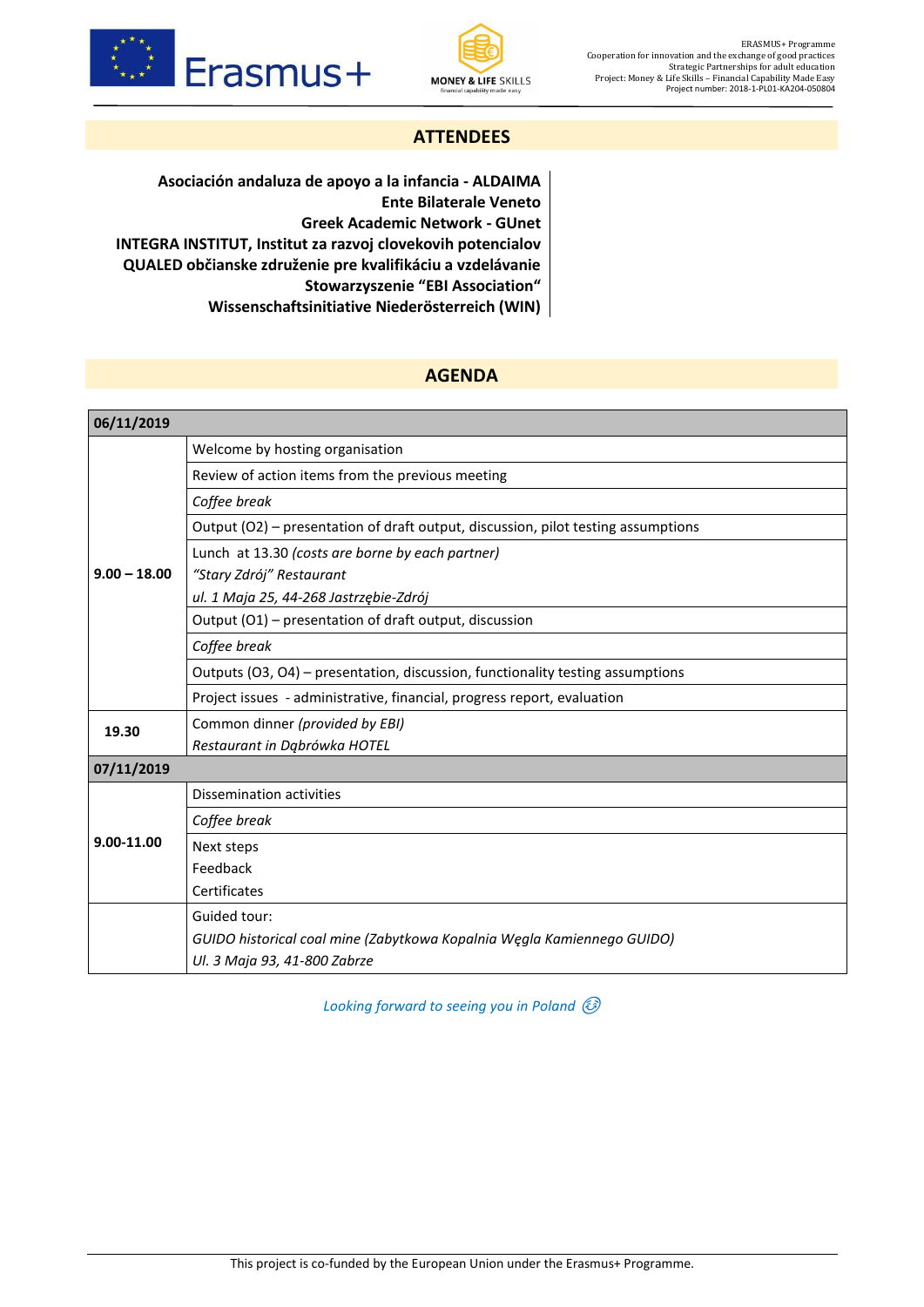## ATTENDEES

**Asociación andaluza de apoyo a la infancia - ALDAIMA**
**Ente Bilaterale Veneto**
**Greek Academic Network - GUnet**
**INTEGRA INSTITUT, Institut za razvoj clovekovih potencialov**
**QUALED občianske združenie pre kvalifikáciu a vzdelávanie**
**Stowarzyszenie "EBI Association"**
**Wissenschaftsinitiative Niederösterreich (WIN)**

## AGENDA

| **06/11/2019** | |
|---|---|
| **9.00 – 18.00** | Welcome by hosting organisation |
| | Review of action items from the previous meeting |
| | *Coffee break* |
| | Output (O2) – presentation of draft output, discussion, pilot testing assumptions |
| | Lunch at 13.30 *(costs are borne by each partner)*<br>*"Stary Zdrój" Restaurant*<br>*ul. 1 Maja 25, 44-268 Jastrzębie-Zdrój* |
| | Output (O1) – presentation of draft output, discussion |
| | *Coffee break* |
| | Outputs (O3, O4) – presentation, discussion, functionality testing assumptions |
| | Project issues - administrative, financial, progress report, evaluation |
| **19.30** | Common dinner *(provided by EBI)*<br>*Restaurant in Dąbrówka HOTEL* |
| **07/11/2019** | |
| **9.00-11.00** | Dissemination activities |
| | *Coffee break* |
| | Next steps<br>Feedback<br>Certificates |
| | Guided tour:<br>*GUIDO historical coal mine (Zabytkowa Kopalnia Węgla Kamiennego GUIDO)*<br>*Ul. 3 Maja 93, 41-800 Zabrze* |

*Looking forward to seeing you in Poland* ☺

This project is co-funded by the European Union under the Erasmus+ Programme.